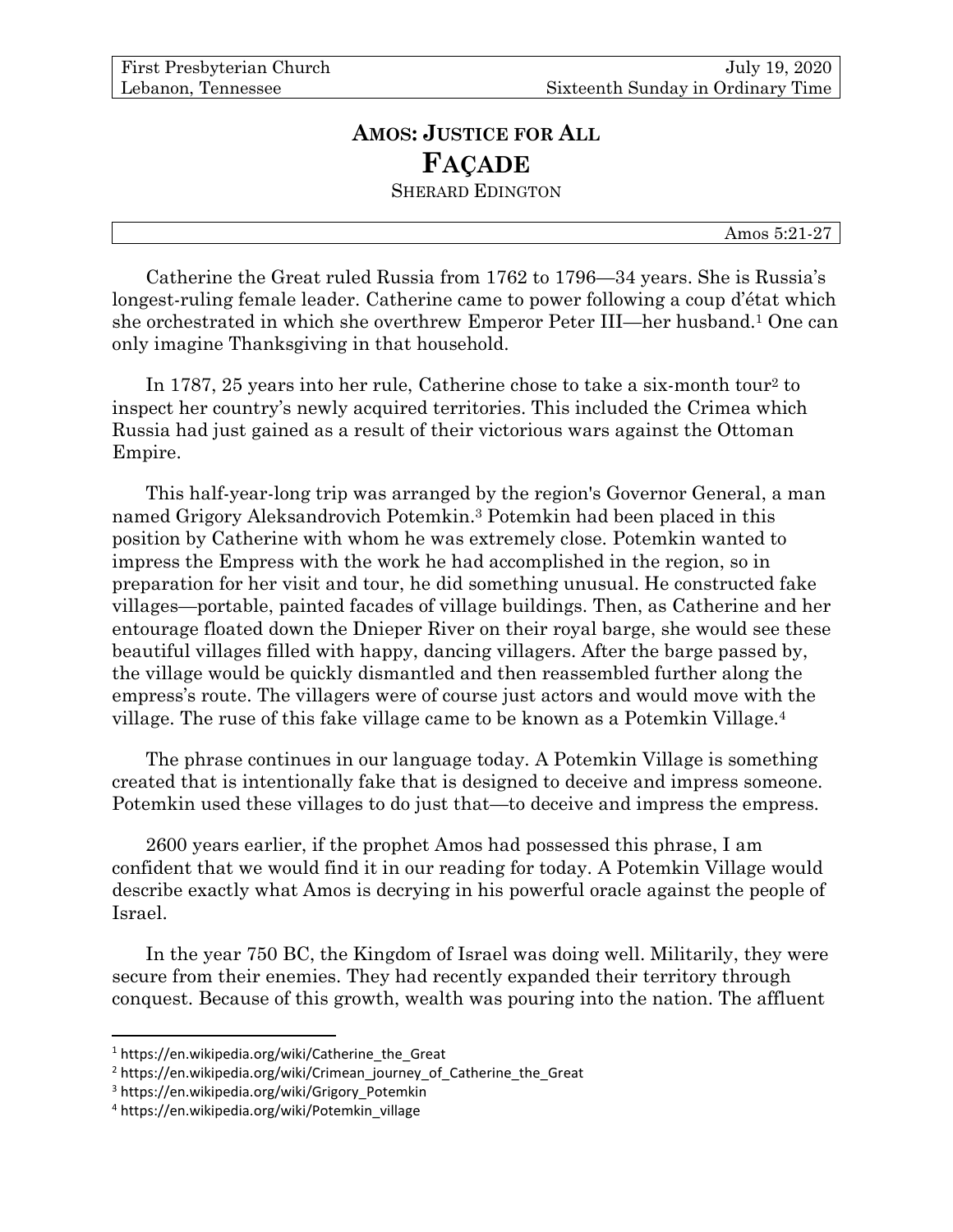First Presbyterian Church — July 19, 2020
Lebanon, Tennessee — Sixteenth Sunday in Ordinary Time

# Amos: Justice for All

# Façade

Sherard Edington

Amos 5:21-27

Catherine the Great ruled Russia from 1762 to 1796—34 years. She is Russia's longest-ruling female leader. Catherine came to power following a coup d'état which she orchestrated in which she overthrew Emperor Peter III—her husband.[1] One can only imagine Thanksgiving in that household.

In 1787, 25 years into her rule, Catherine chose to take a six-month tour[2] to inspect her country's newly acquired territories. This included the Crimea which Russia had just gained as a result of their victorious wars against the Ottoman Empire.

This half-year-long trip was arranged by the region's Governor General, a man named Grigory Aleksandrovich Potemkin.[3] Potemkin had been placed in this position by Catherine with whom he was extremely close. Potemkin wanted to impress the Empress with the work he had accomplished in the region, so in preparation for her visit and tour, he did something unusual. He constructed fake villages—portable, painted facades of village buildings. Then, as Catherine and her entourage floated down the Dnieper River on their royal barge, she would see these beautiful villages filled with happy, dancing villagers. After the barge passed by, the village would be quickly dismantled and then reassembled further along the empress's route. The villagers were of course just actors and would move with the village. The ruse of this fake village came to be known as a Potemkin Village.[4]

The phrase continues in our language today. A Potemkin Village is something created that is intentionally fake that is designed to deceive and impress someone. Potemkin used these villages to do just that—to deceive and impress the empress.

2600 years earlier, if the prophet Amos had possessed this phrase, I am confident that we would find it in our reading for today. A Potemkin Village would describe exactly what Amos is decrying in his powerful oracle against the people of Israel.

In the year 750 BC, the Kingdom of Israel was doing well. Militarily, they were secure from their enemies. They had recently expanded their territory through conquest. Because of this growth, wealth was pouring into the nation. The affluent

---

[1] https://en.wikipedia.org/wiki/Catherine_the_Great
[2] https://en.wikipedia.org/wiki/Crimean_journey_of_Catherine_the_Great
[3] https://en.wikipedia.org/wiki/Grigory_Potemkin
[4] https://en.wikipedia.org/wiki/Potemkin_village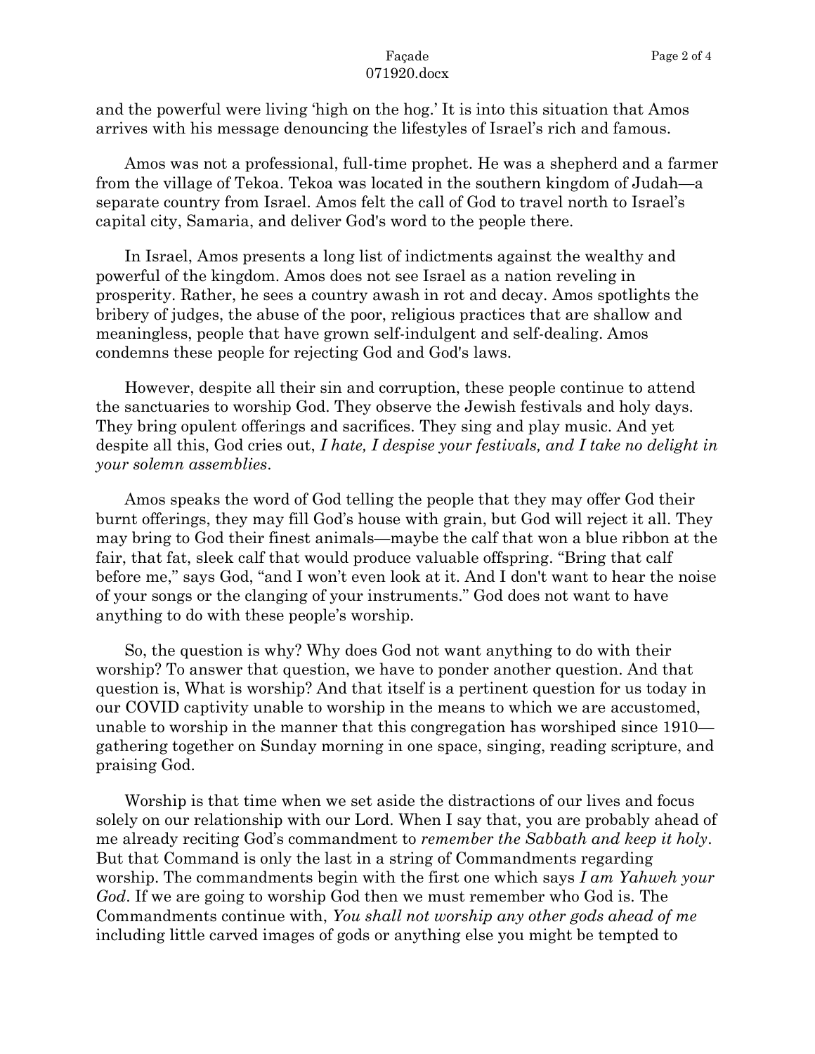and the powerful were living 'high on the hog.' It is into this situation that Amos arrives with his message denouncing the lifestyles of Israel's rich and famous.

Amos was not a professional, full-time prophet. He was a shepherd and a farmer from the village of Tekoa. Tekoa was located in the southern kingdom of Judah—a separate country from Israel. Amos felt the call of God to travel north to Israel's capital city, Samaria, and deliver God's word to the people there.

In Israel, Amos presents a long list of indictments against the wealthy and powerful of the kingdom. Amos does not see Israel as a nation reveling in prosperity. Rather, he sees a country awash in rot and decay. Amos spotlights the bribery of judges, the abuse of the poor, religious practices that are shallow and meaningless, people that have grown self-indulgent and self-dealing. Amos condemns these people for rejecting God and God's laws.

However, despite all their sin and corruption, these people continue to attend the sanctuaries to worship God. They observe the Jewish festivals and holy days. They bring opulent offerings and sacrifices. They sing and play music. And yet despite all this, God cries out, *I hate, I despise your festivals, and I take no delight in your solemn assemblies*.

Amos speaks the word of God telling the people that they may offer God their burnt offerings, they may fill God's house with grain, but God will reject it all. They may bring to God their finest animals—maybe the calf that won a blue ribbon at the fair, that fat, sleek calf that would produce valuable offspring. "Bring that calf before me," says God, "and I won't even look at it. And I don't want to hear the noise of your songs or the clanging of your instruments." God does not want to have anything to do with these people's worship.

So, the question is why? Why does God not want anything to do with their worship? To answer that question, we have to ponder another question. And that question is, What is worship? And that itself is a pertinent question for us today in our COVID captivity unable to worship in the means to which we are accustomed, unable to worship in the manner that this congregation has worshiped since 1910—gathering together on Sunday morning in one space, singing, reading scripture, and praising God.

Worship is that time when we set aside the distractions of our lives and focus solely on our relationship with our Lord. When I say that, you are probably ahead of me already reciting God's commandment to *remember the Sabbath and keep it holy*. But that Command is only the last in a string of Commandments regarding worship. The commandments begin with the first one which says *I am Yahweh your God*. If we are going to worship God then we must remember who God is. The Commandments continue with, *You shall not worship any other gods ahead of me* including little carved images of gods or anything else you might be tempted to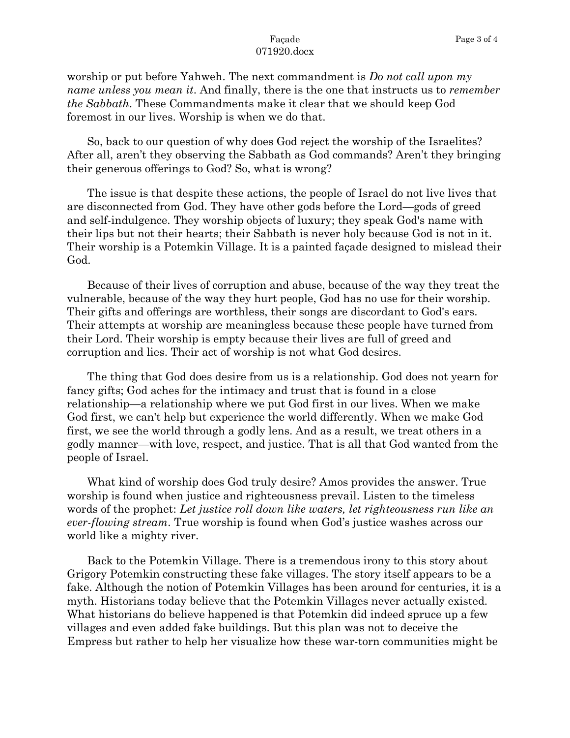worship or put before Yahweh. The next commandment is *Do not call upon my name unless you mean it*. And finally, there is the one that instructs us to *remember the Sabbath*. These Commandments make it clear that we should keep God foremost in our lives. Worship is when we do that.

So, back to our question of why does God reject the worship of the Israelites? After all, aren't they observing the Sabbath as God commands? Aren't they bringing their generous offerings to God? So, what is wrong?

The issue is that despite these actions, the people of Israel do not live lives that are disconnected from God. They have other gods before the Lord—gods of greed and self-indulgence. They worship objects of luxury; they speak God's name with their lips but not their hearts; their Sabbath is never holy because God is not in it. Their worship is a Potemkin Village. It is a painted façade designed to mislead their God.

Because of their lives of corruption and abuse, because of the way they treat the vulnerable, because of the way they hurt people, God has no use for their worship. Their gifts and offerings are worthless, their songs are discordant to God's ears. Their attempts at worship are meaningless because these people have turned from their Lord. Their worship is empty because their lives are full of greed and corruption and lies. Their act of worship is not what God desires.

The thing that God does desire from us is a relationship. God does not yearn for fancy gifts; God aches for the intimacy and trust that is found in a close relationship—a relationship where we put God first in our lives. When we make God first, we can't help but experience the world differently. When we make God first, we see the world through a godly lens. And as a result, we treat others in a godly manner—with love, respect, and justice. That is all that God wanted from the people of Israel.

What kind of worship does God truly desire? Amos provides the answer. True worship is found when justice and righteousness prevail. Listen to the timeless words of the prophet: *Let justice roll down like waters, let righteousness run like an ever-flowing stream*. True worship is found when God's justice washes across our world like a mighty river.

Back to the Potemkin Village. There is a tremendous irony to this story about Grigory Potemkin constructing these fake villages. The story itself appears to be a fake. Although the notion of Potemkin Villages has been around for centuries, it is a myth. Historians today believe that the Potemkin Villages never actually existed. What historians do believe happened is that Potemkin did indeed spruce up a few villages and even added fake buildings. But this plan was not to deceive the Empress but rather to help her visualize how these war-torn communities might be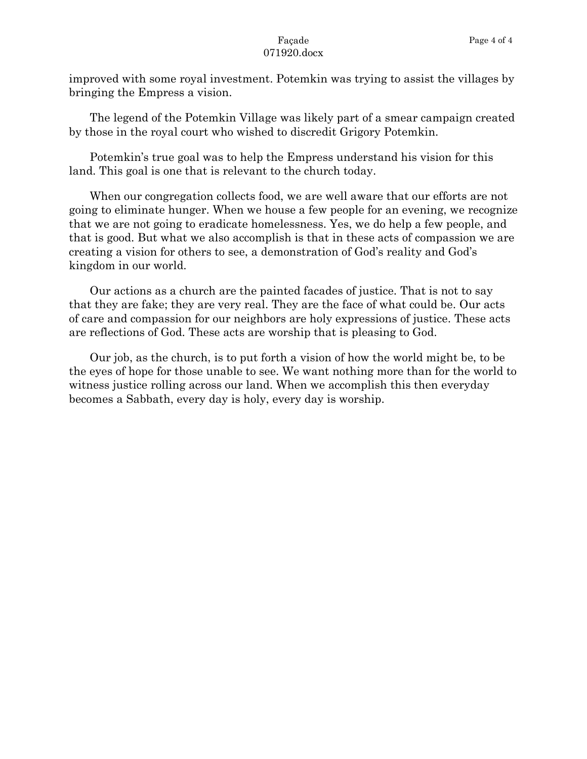improved with some royal investment. Potemkin was trying to assist the villages by bringing the Empress a vision.

The legend of the Potemkin Village was likely part of a smear campaign created by those in the royal court who wished to discredit Grigory Potemkin.

Potemkin's true goal was to help the Empress understand his vision for this land. This goal is one that is relevant to the church today.

When our congregation collects food, we are well aware that our efforts are not going to eliminate hunger. When we house a few people for an evening, we recognize that we are not going to eradicate homelessness. Yes, we do help a few people, and that is good. But what we also accomplish is that in these acts of compassion we are creating a vision for others to see, a demonstration of God's reality and God's kingdom in our world.

Our actions as a church are the painted facades of justice. That is not to say that they are fake; they are very real. They are the face of what could be. Our acts of care and compassion for our neighbors are holy expressions of justice. These acts are reflections of God. These acts are worship that is pleasing to God.

Our job, as the church, is to put forth a vision of how the world might be, to be the eyes of hope for those unable to see. We want nothing more than for the world to witness justice rolling across our land. When we accomplish this then everyday becomes a Sabbath, every day is holy, every day is worship.